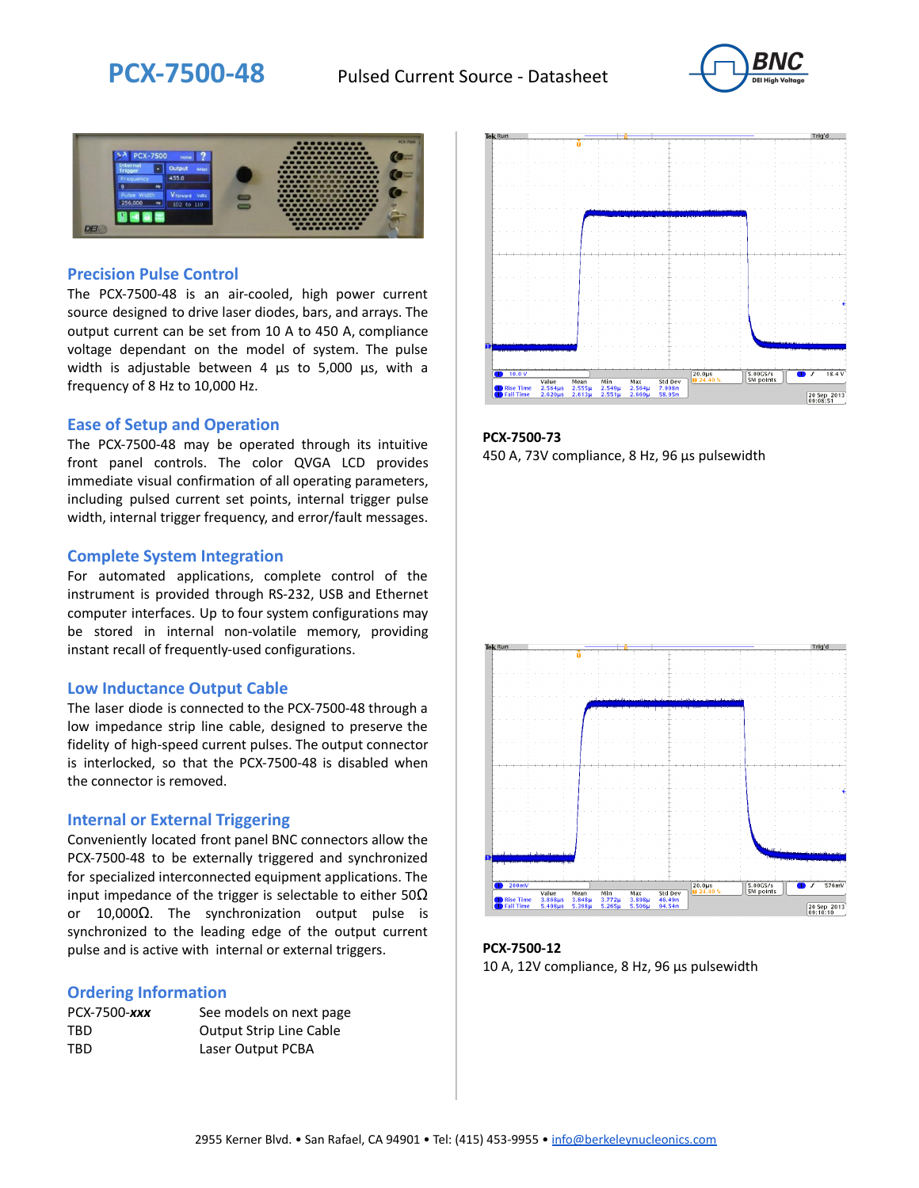# PCX-7500-48

Pulsed Current Source - Datasheet

## Precision Pulse Control

The PCX-7500-48 is an air-cooled, high power current source designed to drive laser diodes, bars, and arrays. The output current can be set from 10 A to 450 A, compliance voltage dependant on the model of system. The pulse width is adjustable between 4 µs to 5,000 µs, with a frequency of 8 Hz to 10,000 Hz.

## Ease of Setup and Operation

The PCX-7500-48 may be operated through its intuitive front panel controls. The color QVGA LCD provides immediate visual confirmation of all operating parameters, including pulsed current set points, internal trigger pulse width, internal trigger frequency, and error/fault messages.

## Complete System Integration

For automated applications, complete control of the instrument is provided through RS-232, USB and Ethernet computer interfaces. Up to four system configurations may be stored in internal non-volatile memory, providing instant recall of frequently-used configurations.

## Low Inductance Output Cable

The laser diode is connected to the PCX-7500-48 through a low impedance strip line cable, designed to preserve the fidelity of high-speed current pulses. The output connector is interlocked, so that the PCX-7500-48 is disabled when the connector is removed.

## Internal or External Triggering

Conveniently located front panel BNC connectors allow the PCX-7500-48 to be externally triggered and synchronized for specialized interconnected equipment applications. The input impedance of the trigger is selectable to either 50Ω or 10,000Ω. The synchronization output pulse is synchronized to the leading edge of the output current pulse and is active with internal or external triggers.

## Ordering Information

| | |
|---|---|
| PCX-7500-***xxx*** | See models on next page |
| TBD | Output Strip Line Cable |
| TBD | Laser Output PCBA |

**PCX-7500-73**
450 A, 73V compliance, 8 Hz, 96 µs pulsewidth

**PCX-7500-12**
10 A, 12V compliance, 8 Hz, 96 µs pulsewidth

2955 Kerner Blvd. • San Rafael, CA 94901 • Tel: (415) 453-9955 • info@berkeleynucleonics.com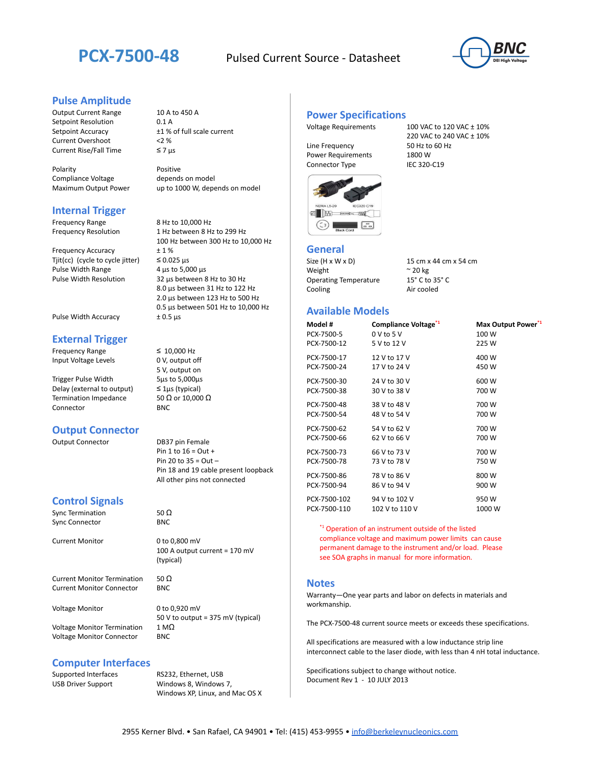# PCX-7500-48

Pulsed Current Source - Datasheet

## Pulse Amplitude

| | |
|---|---|
| Output Current Range | 10 A to 450 A |
| Setpoint Resolution | 0.1 A |
| Setpoint Accuracy | ±1 % of full scale current |
| Current Overshoot | <2 % |
| Current Rise/Fall Time | ≤ 7 µs |
| Polarity | Positive |
| Compliance Voltage | depends on model |
| Maximum Output Power | up to 1000 W, depends on model |

## Internal Trigger

| | |
|---|---|
| Frequency Range | 8 Hz to 10,000 Hz |
| Frequency Resolution | 1 Hz between 8 Hz to 299 Hz<br>100 Hz between 300 Hz to 10,000 Hz |
| Frequency Accuracy | ± 1 % |
| Tjit(cc) (cycle to cycle jitter) | ≤ 0.025 µs |
| Pulse Width Range | 4 µs to 5,000 µs |
| Pulse Width Resolution | 32 µs between 8 Hz to 30 Hz<br>8.0 µs between 31 Hz to 122 Hz<br>2.0 µs between 123 Hz to 500 Hz<br>0.5 µs between 501 Hz to 10,000 Hz |
| Pulse Width Accuracy | ± 0.5 µs |

## External Trigger

| | |
|---|---|
| Frequency Range | ≤ 10,000 Hz |
| Input Voltage Levels | 0 V, output off<br>5 V, output on |
| Trigger Pulse Width | 5µs to 5,000µs |
| Delay (external to output) | ≤ 1µs (typical) |
| Termination Impedance | 50 Ω or 10,000 Ω |
| Connector | BNC |

## Output Connector

| | |
|---|---|
| Output Connector | DB37 pin Female<br>Pin 1 to 16 = Out +<br>Pin 20 to 35 = Out –<br>Pin 18 and 19 cable present loopback<br>All other pins not connected |

## Control Signals

| | |
|---|---|
| Sync Termination | 50 Ω |
| Sync Connector | BNC |
| Current Monitor | 0 to 0,800 mV<br>100 A output current = 170 mV (typical) |
| Current Monitor Termination | 50 Ω |
| Current Monitor Connector | BNC |
| Voltage Monitor | 0 to 0,920 mV<br>50 V to output = 375 mV (typical) |
| Voltage Monitor Termination | 1 MΩ |
| Voltage Monitor Connector | BNC |

## Computer Interfaces

| | |
|---|---|
| Supported Interfaces | RS232, Ethernet, USB |
| USB Driver Support | Windows 8, Windows 7,<br>Windows XP, Linux, and Mac OS X |

## Power Specifications

| | |
|---|---|
| Voltage Requirements | 100 VAC to 120 VAC ± 10%<br>220 VAC to 240 VAC ± 10% |
| Line Frequency | 50 Hz to 60 Hz |
| Power Requirements | 1800 W |
| Connector Type | IEC 320-C19 |

NEMA L5-20 IEC320 C19 Black Cord

## General

| | |
|---|---|
| Size (H x W x D) | 15 cm x 44 cm x 54 cm |
| Weight | ~ 20 kg |
| Operating Temperature | 15° C to 35° C |
| Cooling | Air cooled |

## Available Models

| Model # | Compliance Voltage[*1] | Max Output Power[*1] |
|---|---|---|
| PCX-7500-5 | 0 V to 5 V | 100 W |
| PCX-7500-12 | 5 V to 12 V | 225 W |
| PCX-7500-17 | 12 V to 17 V | 400 W |
| PCX-7500-24 | 17 V to 24 V | 450 W |
| PCX-7500-30 | 24 V to 30 V | 600 W |
| PCX-7500-38 | 30 V to 38 V | 700 W |
| PCX-7500-48 | 38 V to 48 V | 700 W |
| PCX-7500-54 | 48 V to 54 V | 700 W |
| PCX-7500-62 | 54 V to 62 V | 700 W |
| PCX-7500-66 | 62 V to 66 V | 700 W |
| PCX-7500-73 | 66 V to 73 V | 700 W |
| PCX-7500-78 | 73 V to 78 V | 750 W |
| PCX-7500-86 | 78 V to 86 V | 800 W |
| PCX-7500-94 | 86 V to 94 V | 900 W |
| PCX-7500-102 | 94 V to 102 V | 950 W |
| PCX-7500-110 | 102 V to 110 V | 1000 W |

[*1] Operation of an instrument outside of the listed compliance voltage and maximum power limits can cause permanent damage to the instrument and/or load. Please see SOA graphs in manual for more information.

## Notes

Warranty—One year parts and labor on defects in materials and workmanship.

The PCX-7500-48 current source meets or exceeds these specifications.

All specifications are measured with a low inductance strip line interconnect cable to the laser diode, with less than 4 nH total inductance.

Specifications subject to change without notice.
Document Rev 1 - 10 JULY 2013

2955 Kerner Blvd. • San Rafael, CA 94901 • Tel: (415) 453-9955 • info@berkeleynucleonics.com